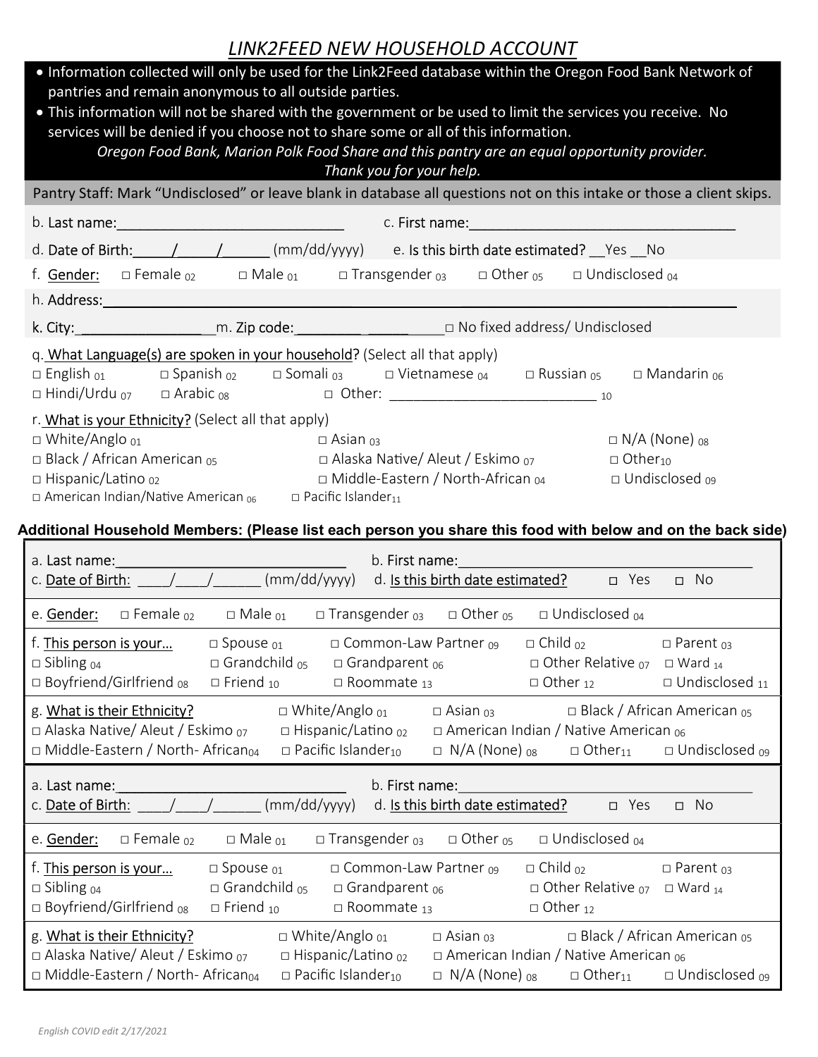# *LINK2FEED NEW HOUSEHOLD ACCOUNT*

- Information collected will only be used for the Link2Feed database within the Oregon Food Bank Network of pantries and remain anonymous to all outside parties.
- This information will not be shared with the government or be used to limit the services you receive. No services will be denied if you choose not to share some or all of this information.

*Oregon Food Bank, Marion Polk Food Share and this pantry are an equal opportunity provider.*
*Thank you for your help.*

Pantry Staff: Mark "Undisclosed" or leave blank in database all questions not on this intake or those a client skips.

b. Last name:_____________________________ c. First name:___________________________________

d. Date of Birth:_____/_____/______ (mm/dd/yyyy) e. Is this birth date estimated? __Yes __No

f. Gender: □ Female 02 □ Male 01 □ Transgender 03 □ Other 05 □ Undisclosed 04

h. Address:_____________________________________________________________________________

k. City:_________________m. Zip code:_________ _____ □ No fixed address/ Undisclosed

q. What Language(s) are spoken in your household? (Select all that apply)
□ English 01 □ Spanish 02 □ Somali 03 □ Vietnamese 04 □ Russian 05 □ Mandarin 06
□ Hindi/Urdu 07 □ Arabic 08 □ Other: ___________________________ 10

r. What is your Ethnicity? (Select all that apply)
□ White/Anglo 01 □ Asian 03 □ N/A (None) 08
□ Black / African American 05 □ Alaska Native/ Aleut / Eskimo 07 □ Other 10
□ Hispanic/Latino 02 □ Middle-Eastern / North-African 04 □ Undisclosed 09
□ American Indian/Native American 06 □ Pacific Islander 11

**Additional Household Members: (Please list each person you share this food with below and on the back side)**

a. Last name:_____________________________ b. First name:_______________________________________
c. Date of Birth: ____/____/______ (mm/dd/yyyy) d. Is this birth date estimated? □ Yes □ No

e. Gender: □ Female 02 □ Male 01 □ Transgender 03 □ Other 05 □ Undisclosed 04

f. This person is your… □ Spouse 01 □ Common-Law Partner 09 □ Child 02 □ Parent 03
□ Sibling 04 □ Grandchild 05 □ Grandparent 06 □ Other Relative 07 □ Ward 14
□ Boyfriend/Girlfriend 08 □ Friend 10 □ Roommate 13 □ Other 12 □ Undisclosed 11

g. What is their Ethnicity? □ White/Anglo 01 □ Asian 03 □ Black / African American 05
□ Alaska Native/ Aleut / Eskimo 07 □ Hispanic/Latino 02 □ American Indian / Native American 06
□ Middle-Eastern / North- African 04 □ Pacific Islander 10 □ N/A (None) 08 □ Other 11 □ Undisclosed 09

a. Last name:_____________________________ b. First name:_______________________________________
c. Date of Birth: ____/____/______ (mm/dd/yyyy) d. Is this birth date estimated? □ Yes □ No

e. Gender: □ Female 02 □ Male 01 □ Transgender 03 □ Other 05 □ Undisclosed 04

f. This person is your… □ Spouse 01 □ Common-Law Partner 09 □ Child 02 □ Parent 03
□ Sibling 04 □ Grandchild 05 □ Grandparent 06 □ Other Relative 07 □ Ward 14
□ Boyfriend/Girlfriend 08 □ Friend 10 □ Roommate 13 □ Other 12

g. What is their Ethnicity? □ White/Anglo 01 □ Asian 03 □ Black / African American 05
□ Alaska Native/ Aleut / Eskimo 07 □ Hispanic/Latino 02 □ American Indian / Native American 06
□ Middle-Eastern / North- African 04 □ Pacific Islander 10 □ N/A (None) 08 □ Other 11 □ Undisclosed 09

*English COVID edit 2/17/2021*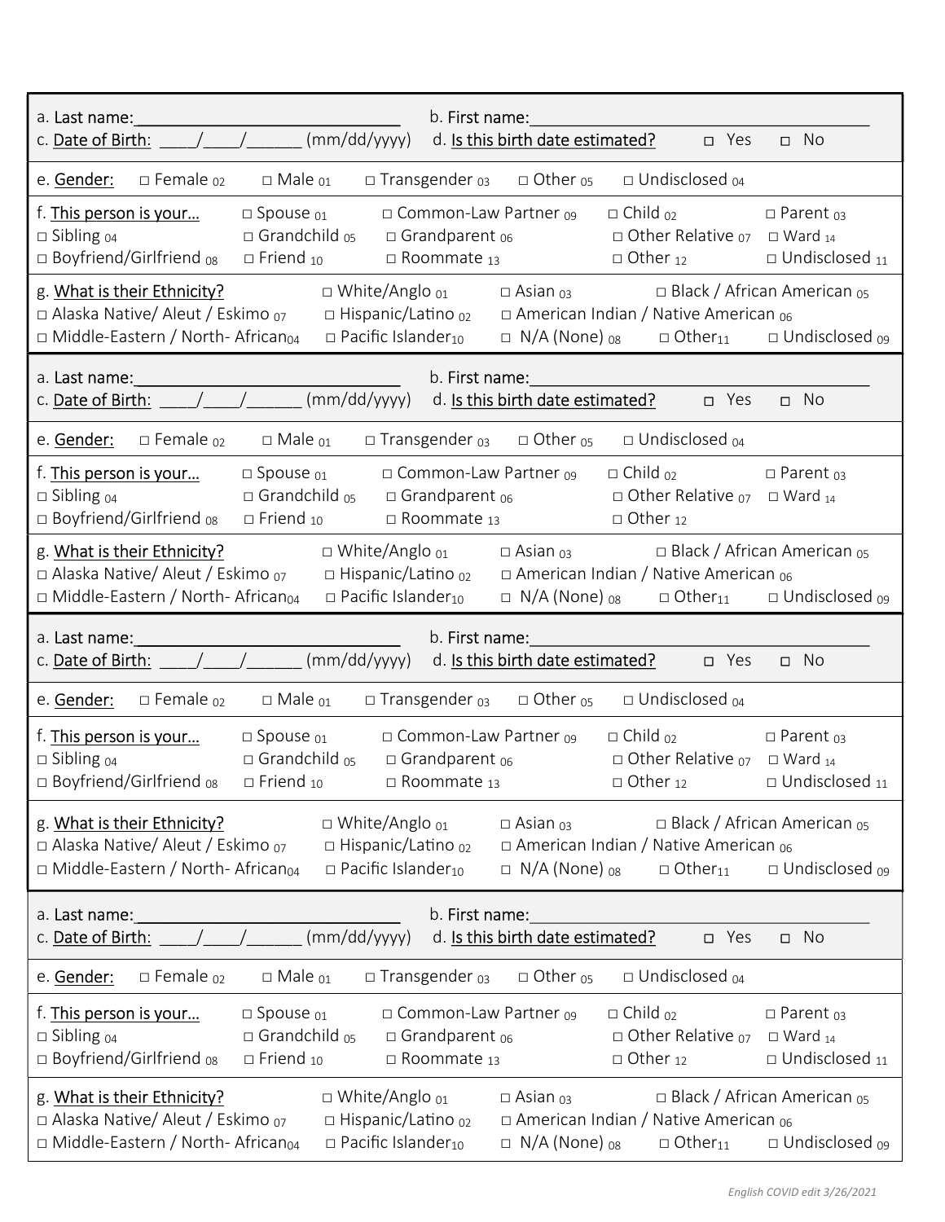a. Last name:\_\_\_\_\_\_\_\_\_\_\_\_\_\_\_\_\_\_\_\_\_\_\_\_\_\_\_\_\_ b. First name:\_\_\_\_\_\_\_\_\_\_\_\_\_\_\_\_\_\_\_\_\_\_\_\_\_\_\_\_\_\_\_\_\_\_\_\_

c. Date of Birth: \_\_\_\_/\_\_\_\_/\_\_\_\_\_\_ (mm/dd/yyyy) d. Is this birth date estimated? □ Yes □ No

e. Gender: □ Female $_{02}$ □ Male $_{01}$ □ Transgender $_{03}$ □ Other $_{05}$ □ Undisclosed $_{04}$

f. This person is your… □ Spouse $_{01}$ □ Common-Law Partner $_{09}$ □ Child $_{02}$ □ Parent $_{03}$
□ Sibling $_{04}$ □ Grandchild $_{05}$ □ Grandparent $_{06}$ □ Other Relative $_{07}$ □ Ward $_{14}$
□ Boyfriend/Girlfriend $_{08}$ □ Friend $_{10}$ □ Roommate $_{13}$ □ Other $_{12}$ □ Undisclosed $_{11}$

g. What is their Ethnicity? □ White/Anglo $_{01}$ □ Asian $_{03}$ □ Black / African American $_{05}$
□ Alaska Native/ Aleut / Eskimo $_{07}$ □ Hispanic/Latino $_{02}$ □ American Indian / Native American $_{06}$
□ Middle-Eastern / North- African$_{04}$ □ Pacific Islander$_{10}$ □ N/A (None) $_{08}$ □ Other$_{11}$ □ Undisclosed $_{09}$

---

a. Last name:\_\_\_\_\_\_\_\_\_\_\_\_\_\_\_\_\_\_\_\_\_\_\_\_\_\_\_\_\_ b. First name:\_\_\_\_\_\_\_\_\_\_\_\_\_\_\_\_\_\_\_\_\_\_\_\_\_\_\_\_\_\_\_\_\_\_\_\_

c. Date of Birth: \_\_\_\_/\_\_\_\_/\_\_\_\_\_\_ (mm/dd/yyyy) d. Is this birth date estimated? □ Yes □ No

e. Gender: □ Female $_{02}$ □ Male $_{01}$ □ Transgender $_{03}$ □ Other $_{05}$ □ Undisclosed $_{04}$

f. This person is your… □ Spouse $_{01}$ □ Common-Law Partner $_{09}$ □ Child $_{02}$ □ Parent $_{03}$
□ Sibling $_{04}$ □ Grandchild $_{05}$ □ Grandparent $_{06}$ □ Other Relative $_{07}$ □ Ward $_{14}$
□ Boyfriend/Girlfriend $_{08}$ □ Friend $_{10}$ □ Roommate $_{13}$ □ Other $_{12}$

g. What is their Ethnicity? □ White/Anglo $_{01}$ □ Asian $_{03}$ □ Black / African American $_{05}$
□ Alaska Native/ Aleut / Eskimo $_{07}$ □ Hispanic/Latino $_{02}$ □ American Indian / Native American $_{06}$
□ Middle-Eastern / North- African$_{04}$ □ Pacific Islander$_{10}$ □ N/A (None) $_{08}$ □ Other$_{11}$ □ Undisclosed $_{09}$

---

a. Last name:\_\_\_\_\_\_\_\_\_\_\_\_\_\_\_\_\_\_\_\_\_\_\_\_\_\_\_\_\_ b. First name:\_\_\_\_\_\_\_\_\_\_\_\_\_\_\_\_\_\_\_\_\_\_\_\_\_\_\_\_\_\_\_\_\_\_\_\_

c. Date of Birth: \_\_\_\_/\_\_\_\_/\_\_\_\_\_\_ (mm/dd/yyyy) d. Is this birth date estimated? □ Yes □ No

e. Gender: □ Female $_{02}$ □ Male $_{01}$ □ Transgender $_{03}$ □ Other $_{05}$ □ Undisclosed $_{04}$

f. This person is your… □ Spouse $_{01}$ □ Common-Law Partner $_{09}$ □ Child $_{02}$ □ Parent $_{03}$
□ Sibling $_{04}$ □ Grandchild $_{05}$ □ Grandparent $_{06}$ □ Other Relative $_{07}$ □ Ward $_{14}$
□ Boyfriend/Girlfriend $_{08}$ □ Friend $_{10}$ □ Roommate $_{13}$ □ Other $_{12}$ □ Undisclosed $_{11}$

g. What is their Ethnicity? □ White/Anglo $_{01}$ □ Asian $_{03}$ □ Black / African American $_{05}$
□ Alaska Native/ Aleut / Eskimo $_{07}$ □ Hispanic/Latino $_{02}$ □ American Indian / Native American $_{06}$
□ Middle-Eastern / North- African$_{04}$ □ Pacific Islander$_{10}$ □ N/A (None) $_{08}$ □ Other$_{11}$ □ Undisclosed $_{09}$

---

a. Last name:\_\_\_\_\_\_\_\_\_\_\_\_\_\_\_\_\_\_\_\_\_\_\_\_\_\_\_\_\_ b. First name:\_\_\_\_\_\_\_\_\_\_\_\_\_\_\_\_\_\_\_\_\_\_\_\_\_\_\_\_\_\_\_\_\_\_\_\_

c. Date of Birth: \_\_\_\_/\_\_\_\_/\_\_\_\_\_\_ (mm/dd/yyyy) d. Is this birth date estimated? □ Yes □ No

e. Gender: □ Female $_{02}$ □ Male $_{01}$ □ Transgender $_{03}$ □ Other $_{05}$ □ Undisclosed $_{04}$

f. This person is your… □ Spouse $_{01}$ □ Common-Law Partner $_{09}$ □ Child $_{02}$ □ Parent $_{03}$
□ Sibling $_{04}$ □ Grandchild $_{05}$ □ Grandparent $_{06}$ □ Other Relative $_{07}$ □ Ward $_{14}$
□ Boyfriend/Girlfriend $_{08}$ □ Friend $_{10}$ □ Roommate $_{13}$ □ Other $_{12}$ □ Undisclosed $_{11}$

g. What is their Ethnicity? □ White/Anglo $_{01}$ □ Asian $_{03}$ □ Black / African American $_{05}$
□ Alaska Native/ Aleut / Eskimo $_{07}$ □ Hispanic/Latino $_{02}$ □ American Indian / Native American $_{06}$
□ Middle-Eastern / North- African$_{04}$ □ Pacific Islander$_{10}$ □ N/A (None) $_{08}$ □ Other$_{11}$ □ Undisclosed $_{09}$